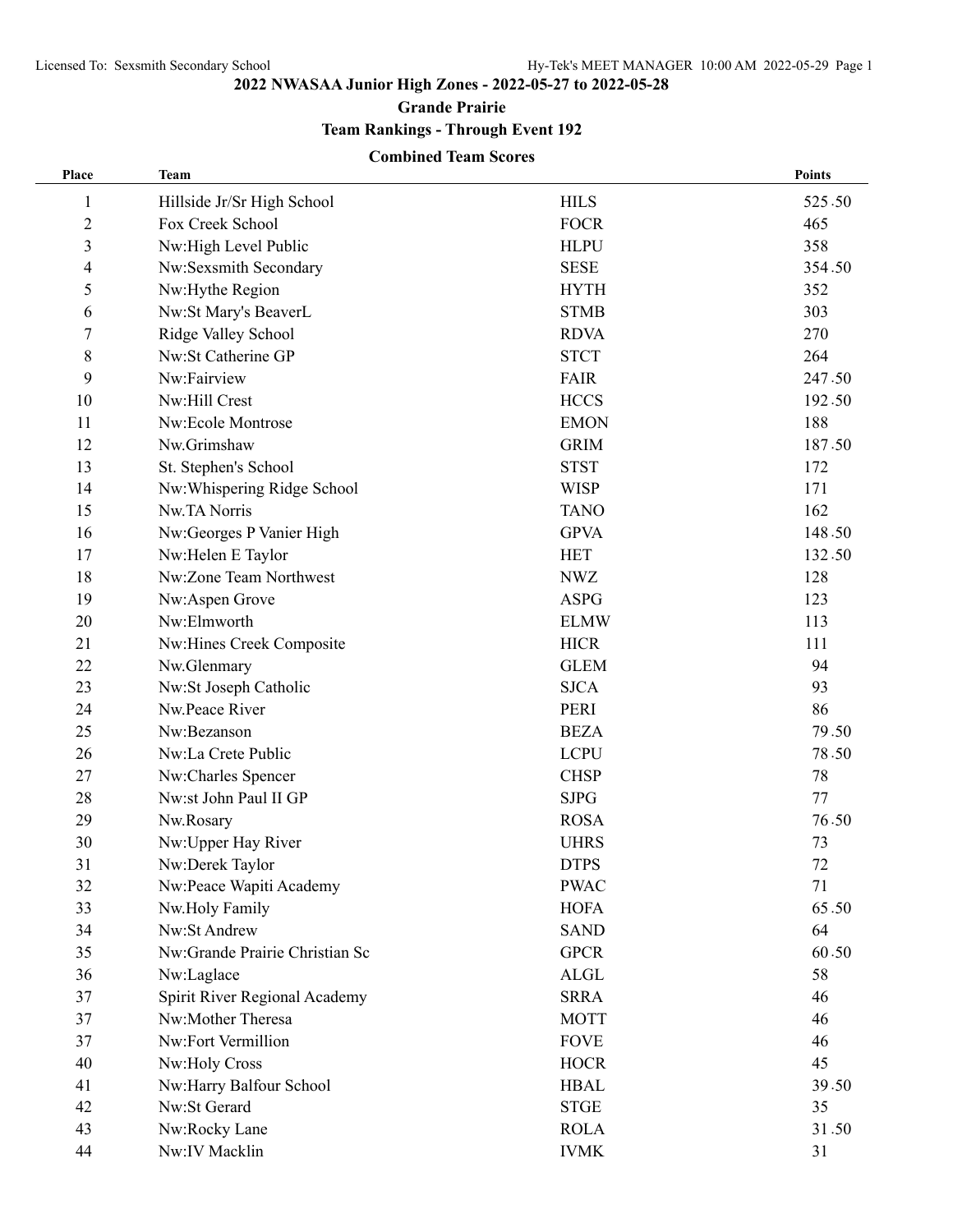# 2022 NWASAA Junior High Zones - 2022-05-27 to 2022-05-28

## Grande Prairie

### Team Rankings - Through Event 192

**Combined Team Scores**

| Place | Team | | Points |
|---|---|---|---|
| 1 | Hillside Jr/Sr High School | HILS | 525.50 |
| 2 | Fox Creek School | FOCR | 465 |
| 3 | Nw:High Level Public | HLPU | 358 |
| 4 | Nw:Sexsmith Secondary | SESE | 354.50 |
| 5 | Nw:Hythe Region | HYTH | 352 |
| 6 | Nw:St Mary's BeaverL | STMB | 303 |
| 7 | Ridge Valley School | RDVA | 270 |
| 8 | Nw:St Catherine GP | STCT | 264 |
| 9 | Nw:Fairview | FAIR | 247.50 |
| 10 | Nw:Hill Crest | HCCS | 192.50 |
| 11 | Nw:Ecole Montrose | EMON | 188 |
| 12 | Nw.Grimshaw | GRIM | 187.50 |
| 13 | St. Stephen's School | STST | 172 |
| 14 | Nw:Whispering Ridge School | WISP | 171 |
| 15 | Nw.TA Norris | TANO | 162 |
| 16 | Nw:Georges P Vanier High | GPVA | 148.50 |
| 17 | Nw:Helen E Taylor | HET | 132.50 |
| 18 | Nw:Zone Team Northwest | NWZ | 128 |
| 19 | Nw:Aspen Grove | ASPG | 123 |
| 20 | Nw:Elmworth | ELMW | 113 |
| 21 | Nw:Hines Creek Composite | HICR | 111 |
| 22 | Nw.Glenmary | GLEM | 94 |
| 23 | Nw:St Joseph Catholic | SJCA | 93 |
| 24 | Nw.Peace River | PERI | 86 |
| 25 | Nw:Bezanson | BEZA | 79.50 |
| 26 | Nw:La Crete Public | LCPU | 78.50 |
| 27 | Nw:Charles Spencer | CHSP | 78 |
| 28 | Nw:st John Paul II GP | SJPG | 77 |
| 29 | Nw.Rosary | ROSA | 76.50 |
| 30 | Nw:Upper Hay River | UHRS | 73 |
| 31 | Nw:Derek Taylor | DTPS | 72 |
| 32 | Nw:Peace Wapiti Academy | PWAC | 71 |
| 33 | Nw.Holy Family | HOFA | 65.50 |
| 34 | Nw:St Andrew | SAND | 64 |
| 35 | Nw:Grande Prairie Christian Sc | GPCR | 60.50 |
| 36 | Nw:Laglace | ALGL | 58 |
| 37 | Spirit River Regional Academy | SRRA | 46 |
| 37 | Nw:Mother Theresa | MOTT | 46 |
| 37 | Nw:Fort Vermillion | FOVE | 46 |
| 40 | Nw:Holy Cross | HOCR | 45 |
| 41 | Nw:Harry Balfour School | HBAL | 39.50 |
| 42 | Nw:St Gerard | STGE | 35 |
| 43 | Nw:Rocky Lane | ROLA | 31.50 |
| 44 | Nw:IV Macklin | IVMK | 31 |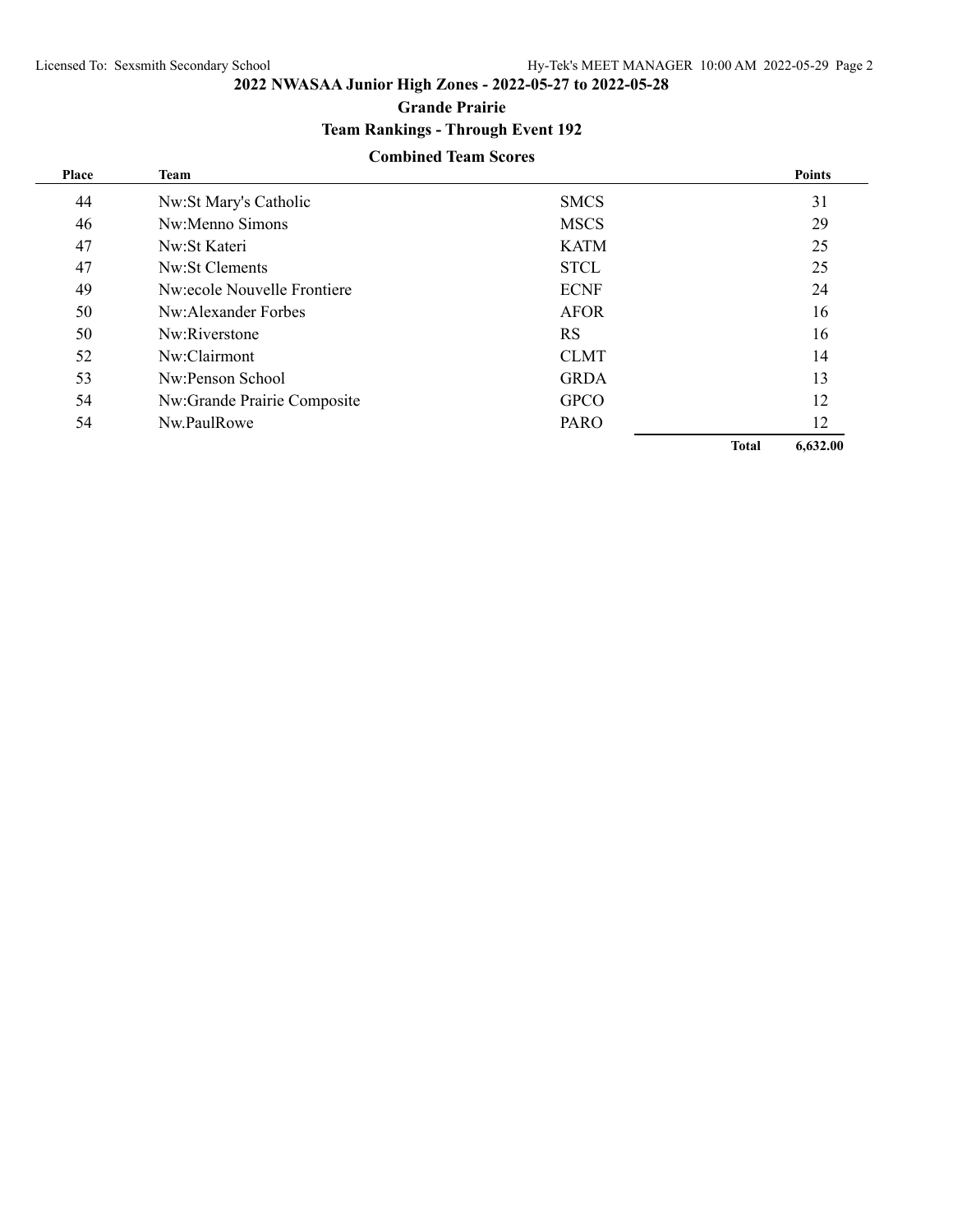## 2022 NWASAA Junior High Zones - 2022-05-27 to 2022-05-28

### Grande Prairie

### Team Rankings - Through Event 192

#### Combined Team Scores

| Place | Team | | Points |
|---|---|---|---|
| 44 | Nw:St Mary's Catholic | SMCS | 31 |
| 46 | Nw:Menno Simons | MSCS | 29 |
| 47 | Nw:St Kateri | KATM | 25 |
| 47 | Nw:St Clements | STCL | 25 |
| 49 | Nw:ecole Nouvelle Frontiere | ECNF | 24 |
| 50 | Nw:Alexander Forbes | AFOR | 16 |
| 50 | Nw:Riverstone | RS | 16 |
| 52 | Nw:Clairmont | CLMT | 14 |
| 53 | Nw:Penson School | GRDA | 13 |
| 54 | Nw:Grande Prairie Composite | GPCO | 12 |
| 54 | Nw.PaulRowe | PARO | 12 |
| | | **Total** | **6,632.00** |